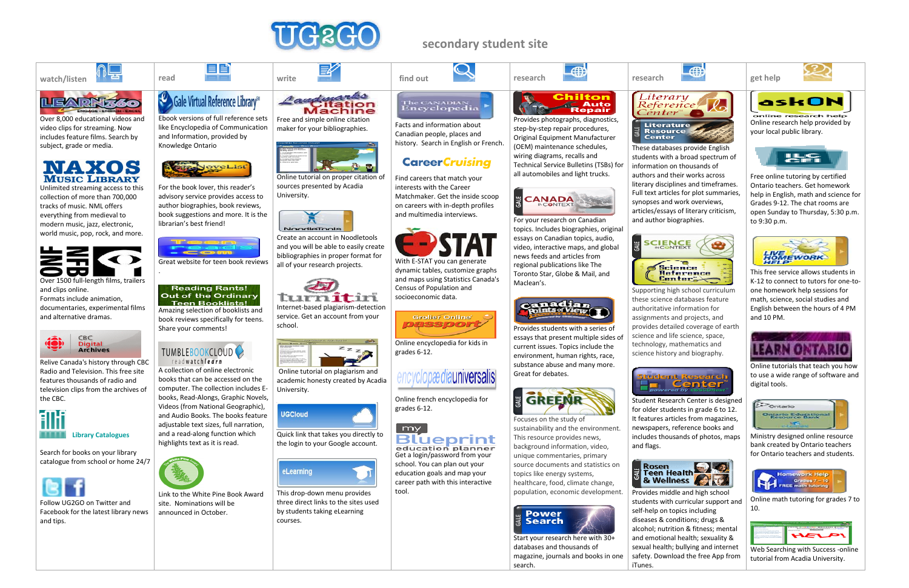# UG2GO

## secondary student site

## watch/listen

**LEARN360**

Over 8,000 educational videos and video clips for streaming. Now includes feature films. Search by subject, grade or media.

**NAXOS Music Library**

Unlimited streaming access to this reader's collection of more than 700,000 tracks of music. NML offers everything from medieval to modern music, jazz, electronic, world music, pop, rock, and more.

**ONF NFB**

Over 1500 full-length films, trailers and clips online.
Formats include animation, documentaries, experimental films and alternative dramas.

**CBC Digital Archives**

Relive Canada's history through CBC Radio and Television. This free site features thousands of audio and television clips from the archives of the CBC.

**Library Catalogues**

Search for books on your library catalogue from school or home 24/7

Follow UG2GO on Twitter and Facebook for the latest library news and tips.

## read

**Gale Virtual Reference Library**

Ebook versions of full reference sets like Encyclopedia of Communication and Information, provided by Knowledge Ontario

**NoveList**

For the book lover, this reader's advisory service provides access to author biographies, book reviews, book suggestions and more. It is the librarian's best friend!

**Teen Reads .com**

Great website for teen book reviews.

**Reading Rants! Out of the Ordinary Teen Booklists!**

Amazing selection of booklists and book reviews specifically for teens. Share your comments!

**TumbleBookCloud**

A collection of online electronic books that can be accessed on the computer. The collection includes E-books, Read-Alongs, Graphic Novels, Videos (from National Geographic), and Audio Books. The books feature adjustable text sizes, full narration, and a read-along function which highlights text as it is read.

**The White Pine Award**

Link to the White Pine Book Award site. Nominations will be announced in October.

## write

**Landmarks Citation Machine**

Free and simple online citation maker for your bibliographies.

Online tutorial on proper citation of sources presented by Acadia University.

**NoodleTools**

Create an account in Noodletools and you will be able to easily create bibliographies in proper format for all of your research projects.

**turnitin**

Internet-based plagiarism-detection service. Get an account from your school.

Online tutorial on plagiarism and academic honesty created by Acadia University.

**UGCloud**

Quick link that takes you directly to the login to your Google account.

**eLearning**

This drop-down menu provides three direct links to the sites used by students taking eLearning courses.

## find out

**The Canadian Encyclopedia**

Facts and information about Canadian people, places and history. Search in English or French.

**CareerCruising**

Find careers that match your interests with the Career Matchmaker. Get the inside scoop on careers with in-depth profiles and multimedia interviews.

**E-STAT**

With E-STAT you can generate dynamic tables, customize graphs and maps using Statistics Canada's Census of Population and socioeconomic data.

**Grolier Online passport**

Online encyclopedia for kids in grades 6-12.

**encyclopædia universalis**

Online french encyclopedia for grades 6-12.

**my Blueprint education planner**

Get a login/password from your school. You can plan out your education goals and map your career path with this interactive tool.

## research

**Chilton Auto Repair**

Provides photographs, diagnostics, step-by-step repair procedures, Original Equipment Manufacturer (OEM) maintenance schedules, wiring diagrams, recalls and Technical Service Bulletins (TSBs) for all automobiles and light trucks.

**Canada in Context**

For your research on Canadian topics. Includes biographies, original essays on Canadian topics, audio, video, interactive maps, and global news feeds and articles from regional publications like The Toronto Star, Globe & Mail, and Maclean's.

**Canadian Points of View**

Provides students with a series of essays that present multiple sides of current issues. Topics include the environment, human rights, race, substance abuse and many more. Great for debates.

**GREENR**

Focuses on the study of sustainability and the environment. This resource provides news, background information, video, unique commentaries, primary source documents and statistics on topics like energy systems, healthcare, food, climate change, population, economic development.

**Power Search**

Start your research here with 30+ databases and thousands of magazine, journals and books in one search.

## research

**Literary Reference Center / Literature Resource Center**

These databases provide English students with a broad spectrum of information on thousands of authors and their works across literary disciplines and timeframes. Full text articles for plot summaries, synopses and work overviews, articles/essays of literary criticism, and author biographies.

**Science in Context / Science Reference Center**

Supporting high school curriculum these science databases feature authoritative information for assignments and projects, and provides detailed coverage of earth science and life science, space, technology, mathematics and science history and biography.

**Student Research Center**

Student Research Center is designed for older students in grade 6 to 12. It features articles from magazines, newspapers, reference books and includes thousands of photos, maps and flags.

**Rosen Teen Health & Wellness**

Provides middle and high school students with curricular support and self-help on topics including diseases & conditions; drugs & alcohol; nutrition & fitness; mental and emotional health; sexuality & sexual health; bullying and internet safety. Download the free App from iTunes.

## get help

**askON online research help**

Online research help provided by your local public library.

**ILC CEL**

Free online tutoring by certified Ontario teachers. Get homework help in English, math and science for Grades 9-12. The chat rooms are open Sunday to Thursday, 5:30 p.m. to 9:30 p.m.

**Live Homework Help**

This free service allows students in K-12 to connect to tutors for one-to-one homework help sessions for math, science, social studies and English between the hours of 4 PM and 10 PM.

**Learn Ontario**

Online tutorials that teach you how to use a wide range of software and digital tools.

**Ontario Educational Resource Bank**

Ministry designed online resource bank created by Ontario teachers for Ontario teachers and students.

**Homework Help Grades 7 – 10 FREE math tutoring**

Online math tutoring for grades 7 to 10.

**HELP!**

Web Searching with Success -online tutorial from Acadia University.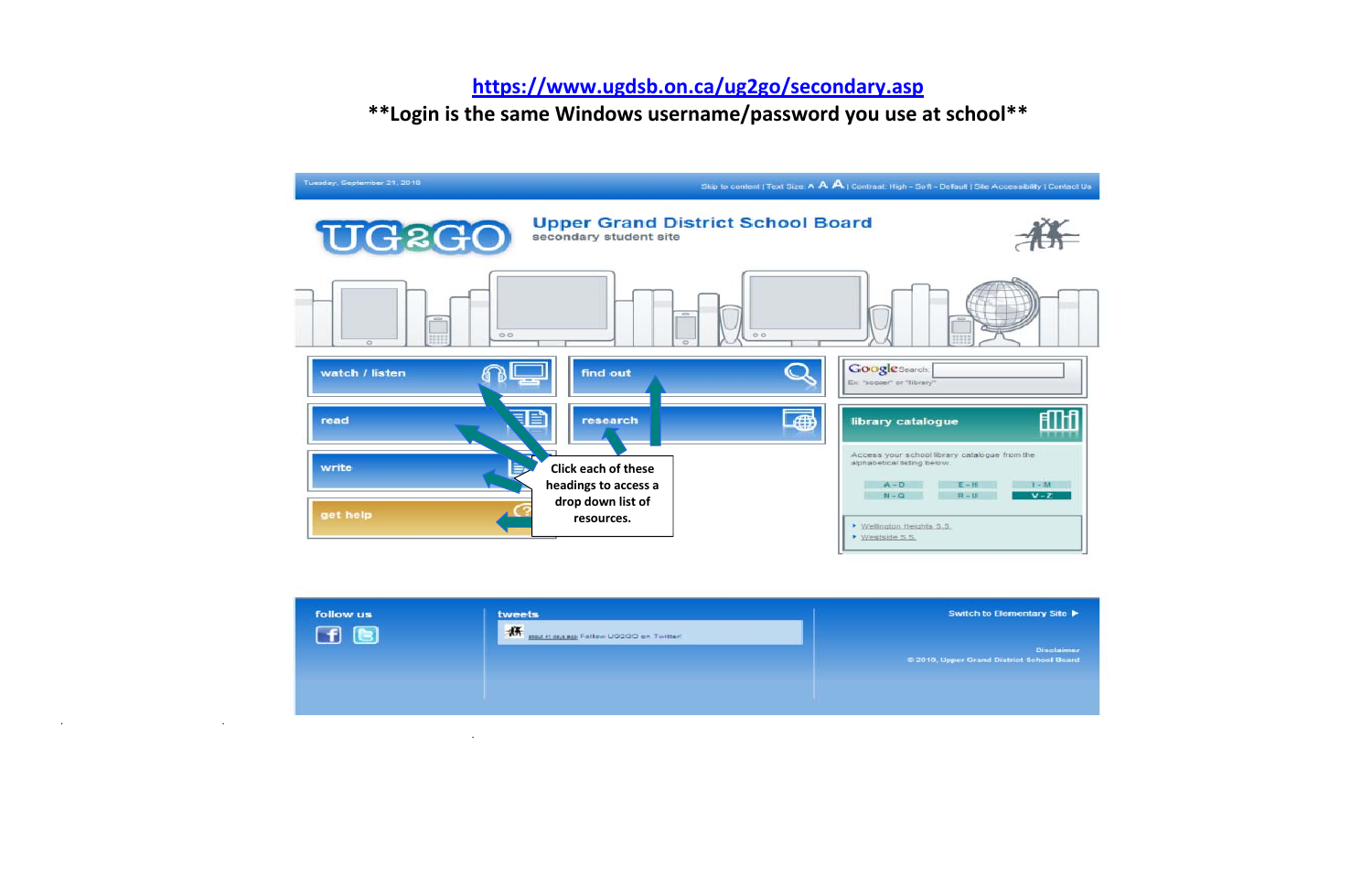[https://www.ugdsb.on.ca/ug2go/secondary.asp](https://www.ugdsb.on.ca/ug2go/secondary.asp)

**\*\*Login is the same Windows username/password you use at school\*\***

Click each of these headings to access a drop down list of resources.